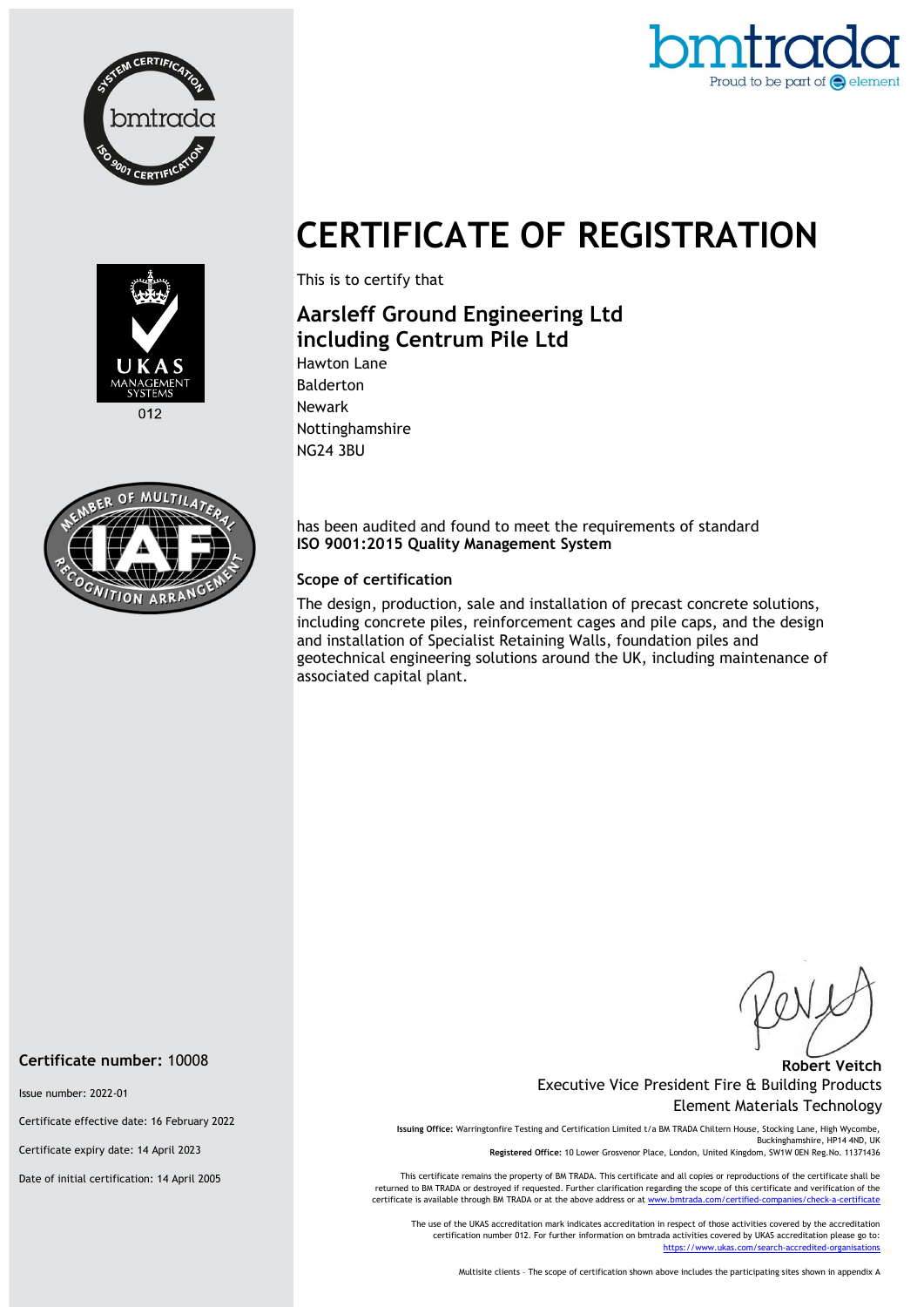# CERTIFICATE OF REGISTRATION

This is to certify that

## Aarsleff Ground Engineering Ltd including Centrum Pile Ltd

Hawton Lane
Balderton
Newark
Nottinghamshire
NG24 3BU

has been audited and found to meet the requirements of standard
**ISO 9001:2015 Quality Management System**

### Scope of certification

The design, production, sale and installation of precast concrete solutions, including concrete piles, reinforcement cages and pile caps, and the design and installation of Specialist Retaining Walls, foundation piles and geotechnical engineering solutions around the UK, including maintenance of associated capital plant.

**Certificate number:** 10008

Issue number: 2022-01

Certificate effective date: 16 February 2022

Certificate expiry date: 14 April 2023

Date of initial certification: 14 April 2005

**Robert Veitch**
Executive Vice President Fire & Building Products
Element Materials Technology

**Issuing Office:** Warringtonfire Testing and Certification Limited t/a BM TRADA Chiltern House, Stocking Lane, High Wycombe, Buckinghamshire, HP14 4ND, UK
**Registered Office:** 10 Lower Grosvenor Place, London, United Kingdom, SW1W 0EN Reg.No. 11371436

This certificate remains the property of BM TRADA. This certificate and all copies or reproductions of the certificate shall be returned to BM TRADA or destroyed if requested. Further clarification regarding the scope of this certificate and verification of the certificate is available through BM TRADA or at the above address or at www.bmtrada.com/certified-companies/check-a-certificate

The use of the UKAS accreditation mark indicates accreditation in respect of those activities covered by the accreditation certification number 012. For further information on bmtrada activities covered by UKAS accreditation please go to: https://www.ukas.com/search-accredited-organisations

Multisite clients – The scope of certification shown above includes the participating sites shown in appendix A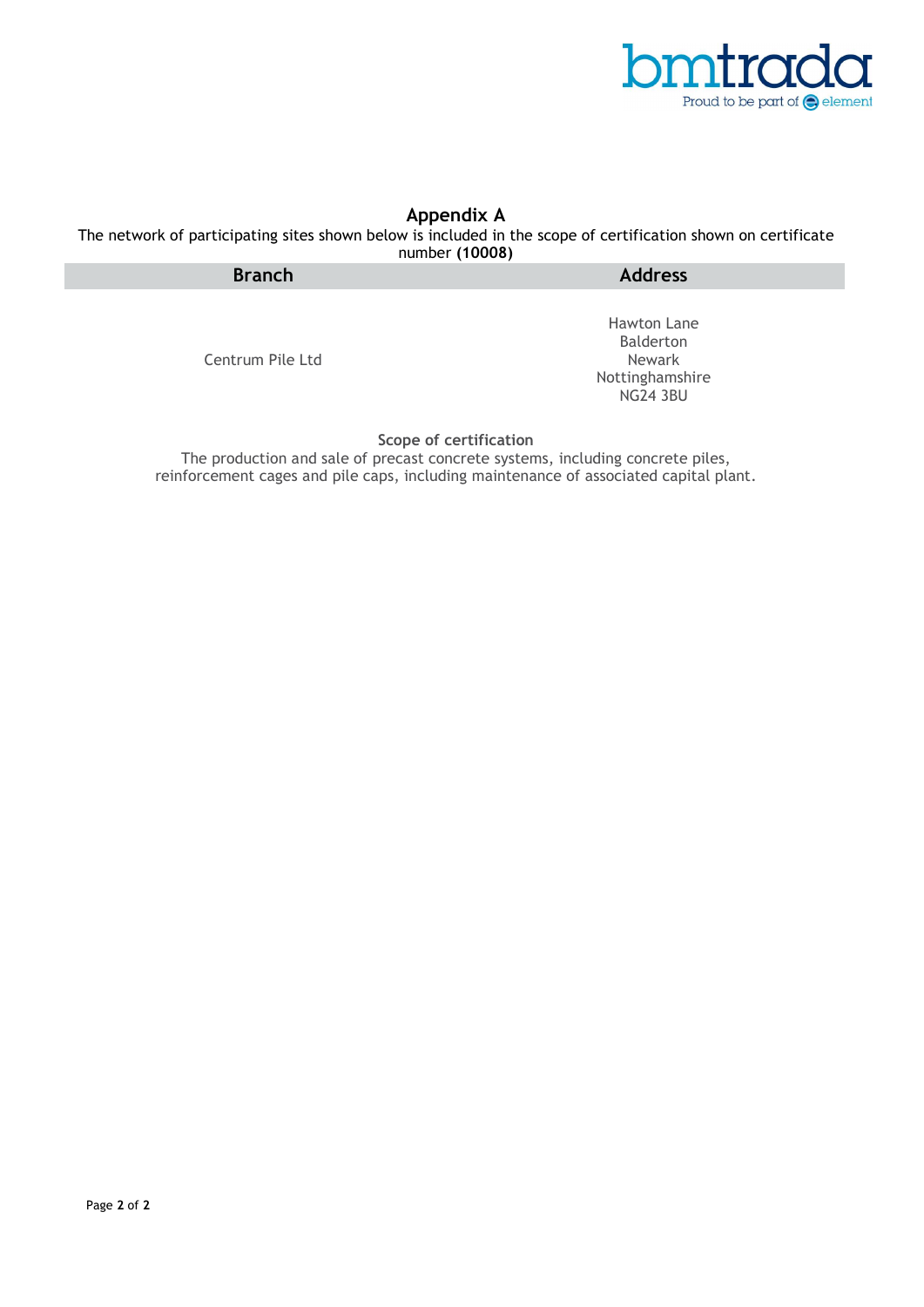## Appendix A

The network of participating sites shown below is included in the scope of certification shown on certificate number **(10008)**

| Branch | Address |
| --- | --- |
| Centrum Pile Ltd | Hawton Lane<br>Balderton<br>Newark<br>Nottinghamshire<br>NG24 3BU |

**Scope of certification**

The production and sale of precast concrete systems, including concrete piles, reinforcement cages and pile caps, including maintenance of associated capital plant.